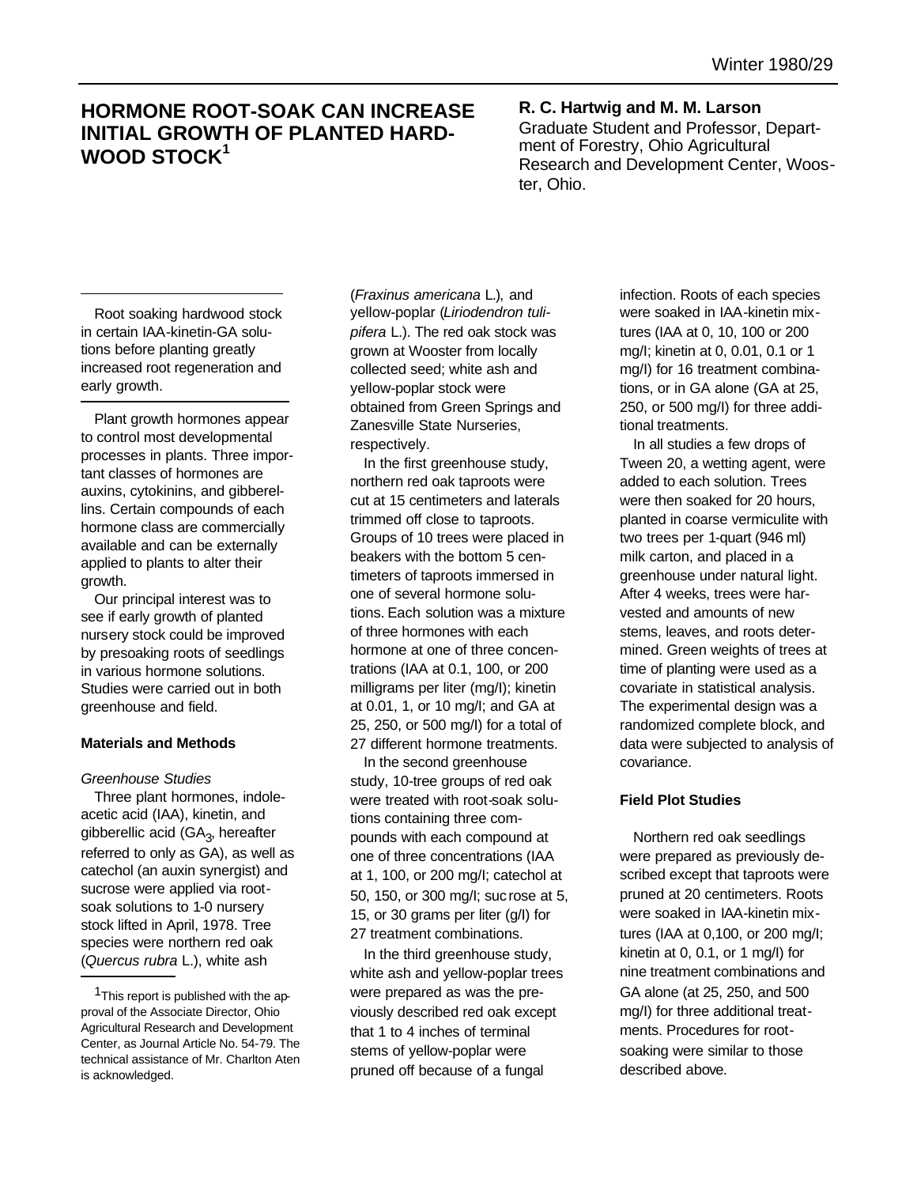# HORMONE ROOT-SOAK CAN INCREASE INITIAL GROWTH OF PLANTED HARDWOOD STOCK[1]

**R. C. Hartwig and M. M. Larson**
Graduate Student and Professor, Department of Forestry, Ohio Agricultural Research and Development Center, Wooster, Ohio.

Root soaking hardwood stock in certain IAA-kinetin-GA solutions before planting greatly increased root regeneration and early growth.

Plant growth hormones appear to control most developmental processes in plants. Three important classes of hormones are auxins, cytokinins, and gibberellins. Certain compounds of each hormone class are commercially available and can be externally applied to plants to alter their growth.

Our principal interest was to see if early growth of planted nursery stock could be improved by presoaking roots of seedlings in various hormone solutions. Studies were carried out in both greenhouse and field.

### Materials and Methods

*Greenhouse Studies*

Three plant hormones, indoleacetic acid (IAA), kinetin, and gibberellic acid ($GA_3$, hereafter referred to only as GA), as well as catechol (an auxin synergist) and sucrose were applied via root-soak solutions to 1-0 nursery stock lifted in April, 1978. Tree species were northern red oak (*Quercus rubra* L.), white ash (*Fraxinus americana* L.), and yellow-poplar (*Liriodendron tulipifera* L.). The red oak stock was grown at Wooster from locally collected seed; white ash and yellow-poplar stock were obtained from Green Springs and Zanesville State Nurseries, respectively.

In the first greenhouse study, northern red oak taproots were cut at 15 centimeters and laterals trimmed off close to taproots. Groups of 10 trees were placed in beakers with the bottom 5 centimeters of taproots immersed in one of several hormone solutions. Each solution was a mixture of three hormones with each hormone at one of three concentrations (IAA at 0.1, 100, or 200 milligrams per liter (mg/l); kinetin at 0.01, 1, or 10 mg/l; and GA at 25, 250, or 500 mg/l) for a total of 27 different hormone treatments.

In the second greenhouse study, 10-tree groups of red oak were treated with root-soak solutions containing three compounds with each compound at one of three concentrations (IAA at 1, 100, or 200 mg/l; catechol at 50, 150, or 300 mg/l; sucrose at 5, 15, or 30 grams per liter (g/l) for 27 treatment combinations.

In the third greenhouse study, white ash and yellow-poplar trees were prepared as was the previously described red oak except that 1 to 4 inches of terminal stems of yellow-poplar were pruned off because of a fungal infection. Roots of each species were soaked in IAA-kinetin mixtures (IAA at 0, 10, 100 or 200 mg/l; kinetin at 0, 0.01, 0.1 or 1 mg/l) for 16 treatment combinations, or in GA alone (GA at 25, 250, or 500 mg/l) for three additional treatments.

In all studies a few drops of Tween 20, a wetting agent, were added to each solution. Trees were then soaked for 20 hours, planted in coarse vermiculite with two trees per 1-quart (946 ml) milk carton, and placed in a greenhouse under natural light. After 4 weeks, trees were harvested and amounts of new stems, leaves, and roots determined. Green weights of trees at time of planting were used as a covariate in statistical analysis. The experimental design was a randomized complete block, and data were subjected to analysis of covariance.

### Field Plot Studies

Northern red oak seedlings were prepared as previously described except that taproots were pruned at 20 centimeters. Roots were soaked in IAA-kinetin mixtures (IAA at 0,100, or 200 mg/l; kinetin at 0, 0.1, or 1 mg/l) for nine treatment combinations and GA alone (at 25, 250, and 500 mg/l) for three additional treatments. Procedures for root-soaking were similar to those described above.

---

[1] This report is published with the approval of the Associate Director, Ohio Agricultural Research and Development Center, as Journal Article No. 54-79. The technical assistance of Mr. Charlton Aten is acknowledged.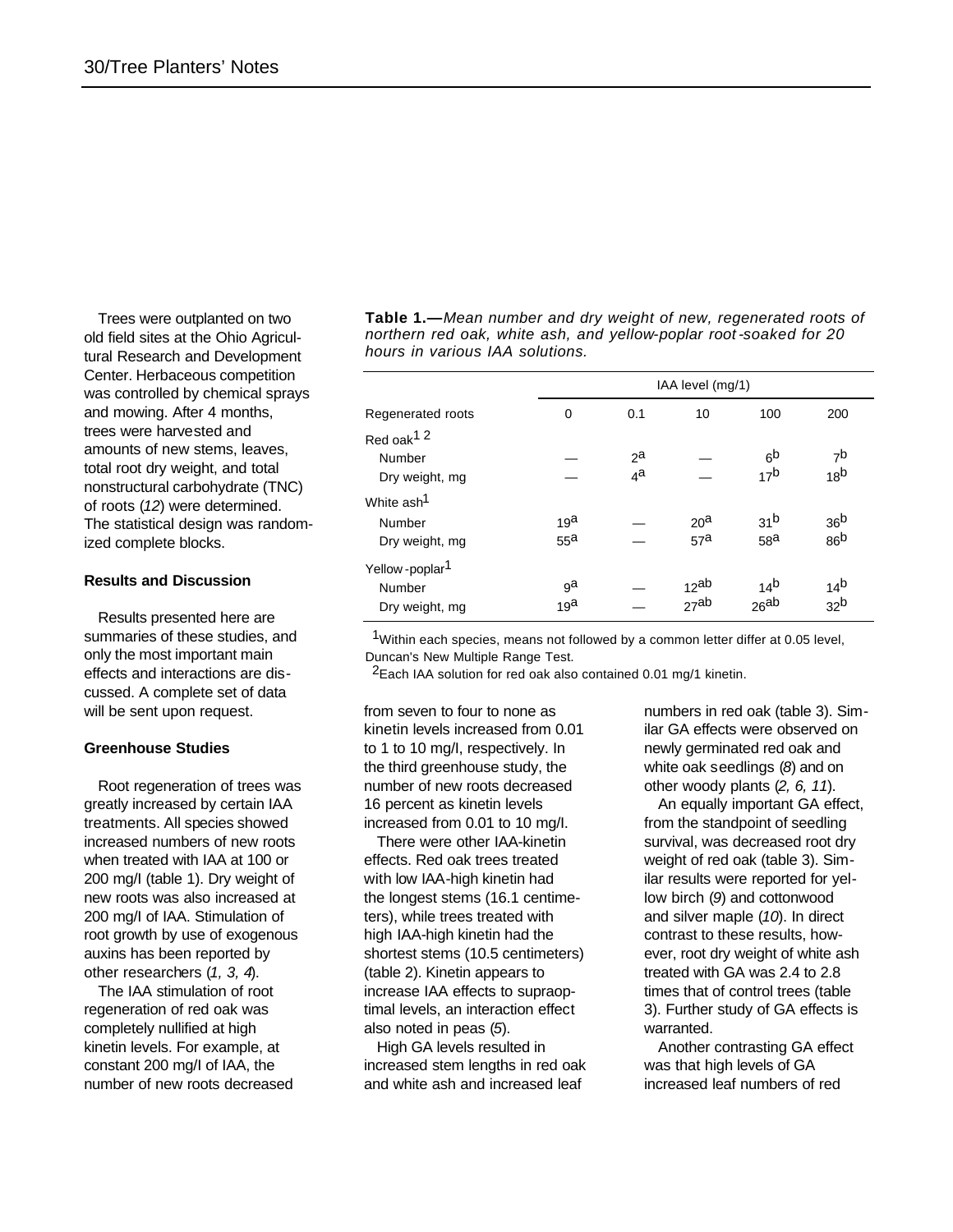Trees were outplanted on two old field sites at the Ohio Agricultural Research and Development Center. Herbaceous competition was controlled by chemical sprays and mowing. After 4 months, trees were harvested and amounts of new stems, leaves, total root dry weight, and total nonstructural carbohydrate (TNC) of roots (*12*) were determined. The statistical design was randomized complete blocks.

### Results and Discussion

Results presented here are summaries of these studies, and only the most important main effects and interactions are discussed. A complete set of data will be sent upon request.

### Greenhouse Studies

Root regeneration of trees was greatly increased by certain IAA treatments. All species showed increased numbers of new roots when treated with IAA at 100 or 200 mg/l (table 1). Dry weight of new roots was also increased at 200 mg/l of IAA. Stimulation of root growth by use of exogenous auxins has been reported by other researchers (*1, 3, 4*).

The IAA stimulation of root regeneration of red oak was completely nullified at high kinetin levels. For example, at constant 200 mg/l of IAA, the number of new roots decreased from seven to four to none as kinetin levels increased from 0.01 to 1 to 10 mg/l, respectively. In the third greenhouse study, the number of new roots decreased 16 percent as kinetin levels increased from 0.01 to 10 mg/l.

**Table 1.—***Mean number and dry weight of new, regenerated roots of northern red oak, white ash, and yellow-poplar root-soaked for 20 hours in various IAA solutions.*

| Regenerated roots | IAA level (mg/1) | | | | |
|---|---|---|---|---|---|
| | 0 | 0.1 | 10 | 100 | 200 |
| Red oak[1] [2] | | | | | |
| Number | — | 2[a] | — | 6[b] | 7[b] |
| Dry weight, mg | — | 4[a] | — | 17[b] | 18[b] |
| White ash[1] | | | | | |
| Number | 19[a] | — | 20[a] | 31[b] | 36[b] |
| Dry weight, mg | 55[a] | — | 57[a] | 58[a] | 86[b] |
| Yellow-poplar[1] | | | | | |
| Number | 9[a] | — | 12[ab] | 14[b] | 14[b] |
| Dry weight, mg | 19[a] | — | 27[ab] | 26[ab] | 32[b] |

[1]Within each species, means not followed by a common letter differ at 0.05 level, Duncan's New Multiple Range Test.

[2]Each IAA solution for red oak also contained 0.01 mg/1 kinetin.

There were other IAA-kinetin effects. Red oak trees treated with low IAA-high kinetin had the longest stems (16.1 centimeters), while trees treated with high IAA-high kinetin had the shortest stems (10.5 centimeters) (table 2). Kinetin appears to increase IAA effects to supraoptimal levels, an interaction effect also noted in peas (*5*).

High GA levels resulted in increased stem lengths in red oak and white ash and increased leaf numbers in red oak (table 3). Similar GA effects were observed on newly germinated red oak and white oak seedlings (*8*) and on other woody plants (*2, 6, 11*).

An equally important GA effect, from the standpoint of seedling survival, was decreased root dry weight of red oak (table 3). Similar results were reported for yellow birch (*9*) and cottonwood and silver maple (*10*). In direct contrast to these results, however, root dry weight of white ash treated with GA was 2.4 to 2.8 times that of control trees (table 3). Further study of GA effects is warranted.

Another contrasting GA effect was that high levels of GA increased leaf numbers of red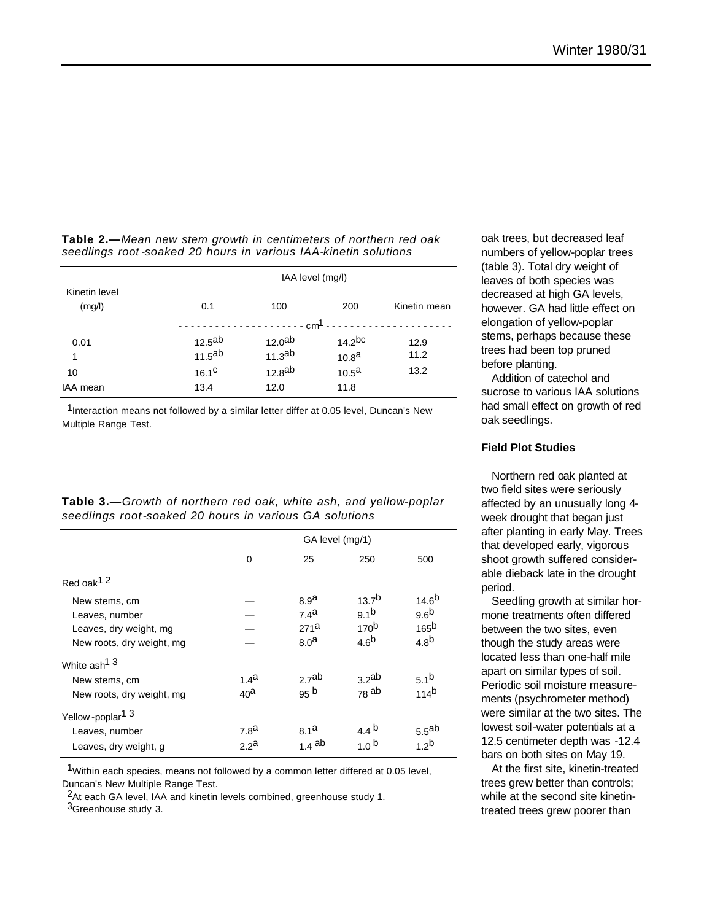**Table 2.—***Mean new stem growth in centimeters of northern red oak seedlings root-soaked 20 hours in various IAA-kinetin solutions*

| Kinetin level (mg/l) | IAA level (mg/l) | | | |
|---|---|---|---|---|
| | 0.1 | 100 | 200 | Kinetin mean |
| | cm[1] | | | |
| 0.01 | 12.5[ab] | 12.0[ab] | 14.2[bc] | 12.9 |
| 1 | 11.5[ab] | 11.3[ab] | 10.8[a] | 11.2 |
| 10 | 16.1[c] | 12.8[ab] | 10.5[a] | 13.2 |
| IAA mean | 13.4 | 12.0 | 11.8 | |

[1]Interaction means not followed by a similar letter differ at 0.05 level, Duncan's New Multiple Range Test.

**Table 3.—***Growth of northern red oak, white ash, and yellow-poplar seedlings root-soaked 20 hours in various GA solutions*

| | GA level (mg/1) | | | |
|---|---|---|---|---|
| | 0 | 25 | 250 | 500 |
| Red oak[1 2] | | | | |
| New stems, cm | — | 8.9[a] | 13.7[b] | 14.6[b] |
| Leaves, number | — | 7.4[a] | 9.1[b] | 9.6[b] |
| Leaves, dry weight, mg | — | 271[a] | 170[b] | 165[b] |
| New roots, dry weight, mg | — | 8.0[a] | 4.6[b] | 4.8[b] |
| White ash[1 3] | | | | |
| New stems, cm | 1.4[a] | 2.7[ab] | 3.2[ab] | 5.1[b] |
| New roots, dry weight, mg | 40[a] | 95[b] | 78[ab] | 114[b] |
| Yellow-poplar[1 3] | | | | |
| Leaves, number | 7.8[a] | 8.1[a] | 4.4[b] | 5.5[ab] |
| Leaves, dry weight, g | 2.2[a] | 1.4[ab] | 1.0[b] | 1.2[b] |

[1]Within each species, means not followed by a common letter differed at 0.05 level, Duncan's New Multiple Range Test.
[2]At each GA level, IAA and kinetin levels combined, greenhouse study 1.
[3]Greenhouse study 3.

oak trees, but decreased leaf numbers of yellow-poplar trees (table 3). Total dry weight of leaves of both species was decreased at high GA levels, however. GA had little effect on elongation of yellow-poplar stems, perhaps because these trees had been top pruned before planting.

Addition of catechol and sucrose to various IAA solutions had small effect on growth of red oak seedlings.

### Field Plot Studies

Northern red oak planted at two field sites were seriously affected by an unusually long 4-week drought that began just after planting in early May. Trees that developed early, vigorous shoot growth suffered considerable dieback late in the drought period.

Seedling growth at similar hormone treatments often differed between the two sites, even though the study areas were located less than one-half mile apart on similar types of soil. Periodic soil moisture measurements (psychrometer method) were similar at the two sites. The lowest soil-water potentials at a 12.5 centimeter depth was -12.4 bars on both sites on May 19.

At the first site, kinetin-treated trees grew better than controls; while at the second site kinetin-treated trees grew poorer than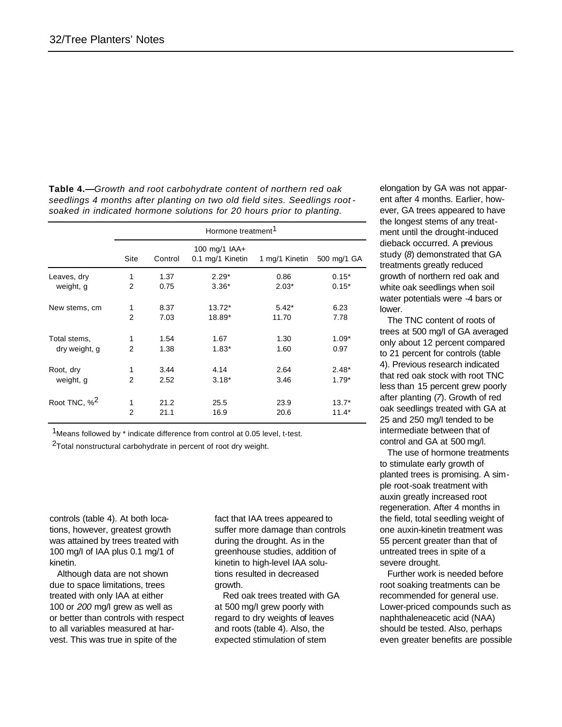**Table 4.—***Growth and root carbohydrate content of northern red oak seedlings 4 months after planting on two old field sites. Seedlings root-soaked in indicated hormone solutions for 20 hours prior to planting.*

| | Hormone treatment[1] | | | | |
|---|---|---|---|---|---|
| | Site | Control | 100 mg/1 IAA+ 0.1 mg/1 Kinetin | 1 mg/1 Kinetin | 500 mg/1 GA |
| Leaves, dry weight, g | 1 | 1.37 | 2.29* | 0.86 | 0.15* |
| | 2 | 0.75 | 3.36* | 2.03* | 0.15* |
| New stems, cm | 1 | 8.37 | 13.72* | 5.42* | 6.23 |
| | 2 | 7.03 | 18.89* | 11.70 | 7.78 |
| Total stems, dry weight, g | 1 | 1.54 | 1.67 | 1.30 | 1.09* |
| | 2 | 1.38 | 1.83* | 1.60 | 0.97 |
| Root, dry weight, g | 1 | 3.44 | 4.14 | 2.64 | 2.48* |
| | 2 | 2.52 | 3.18* | 3.46 | 1.79* |
| Root TNC, %[2] | 1 | 21.2 | 25.5 | 23.9 | 13.7* |
| | 2 | 21.1 | 16.9 | 20.6 | 11.4* |

[1]Means followed by * indicate difference from control at 0.05 level, t-test.

[2]Total nonstructural carbohydrate in percent of root dry weight.

controls (table 4). At both locations, however, greatest growth was attained by trees treated with 100 mg/l of IAA plus 0.1 mg/1 of kinetin.

Although data are not shown due to space limitations, trees treated with only IAA at either 100 or *200* mg/l grew as well as or better than controls with respect to all variables measured at harvest. This was true in spite of the fact that IAA trees appeared to suffer more damage than controls during the drought. As in the greenhouse studies, addition of kinetin to high-level IAA solutions resulted in decreased growth.

Red oak trees treated with GA at 500 mg/l grew poorly with regard to dry weights of leaves and roots (table 4). Also, the expected stimulation of stem elongation by GA was not apparent after 4 months. Earlier, however, GA trees appeared to have the longest stems of any treatment until the drought-induced dieback occurred. A previous study (*8*) demonstrated that GA treatments greatly reduced growth of northern red oak and white oak seedlings when soil water potentials were -4 bars or lower.

The TNC content of roots of trees at 500 mg/l of GA averaged only about 12 percent compared to 21 percent for controls (table 4). Previous research indicated that red oak stock with root TNC less than 15 percent grew poorly after planting (*7*). Growth of red oak seedlings treated with GA at 25 and 250 mg/l tended to be intermediate between that of control and GA at 500 mg/l.

The use of hormone treatments to stimulate early growth of planted trees is promising. A simple root-soak treatment with auxin greatly increased root regeneration. After 4 months in the field, total seedling weight of one auxin-kinetin treatment was 55 percent greater than that of untreated trees in spite of a severe drought.

Further work is needed before root soaking treatments can be recommended for general use. Lower-priced compounds such as naphthaleneacetic acid (NAA) should be tested. Also, perhaps even greater benefits are possible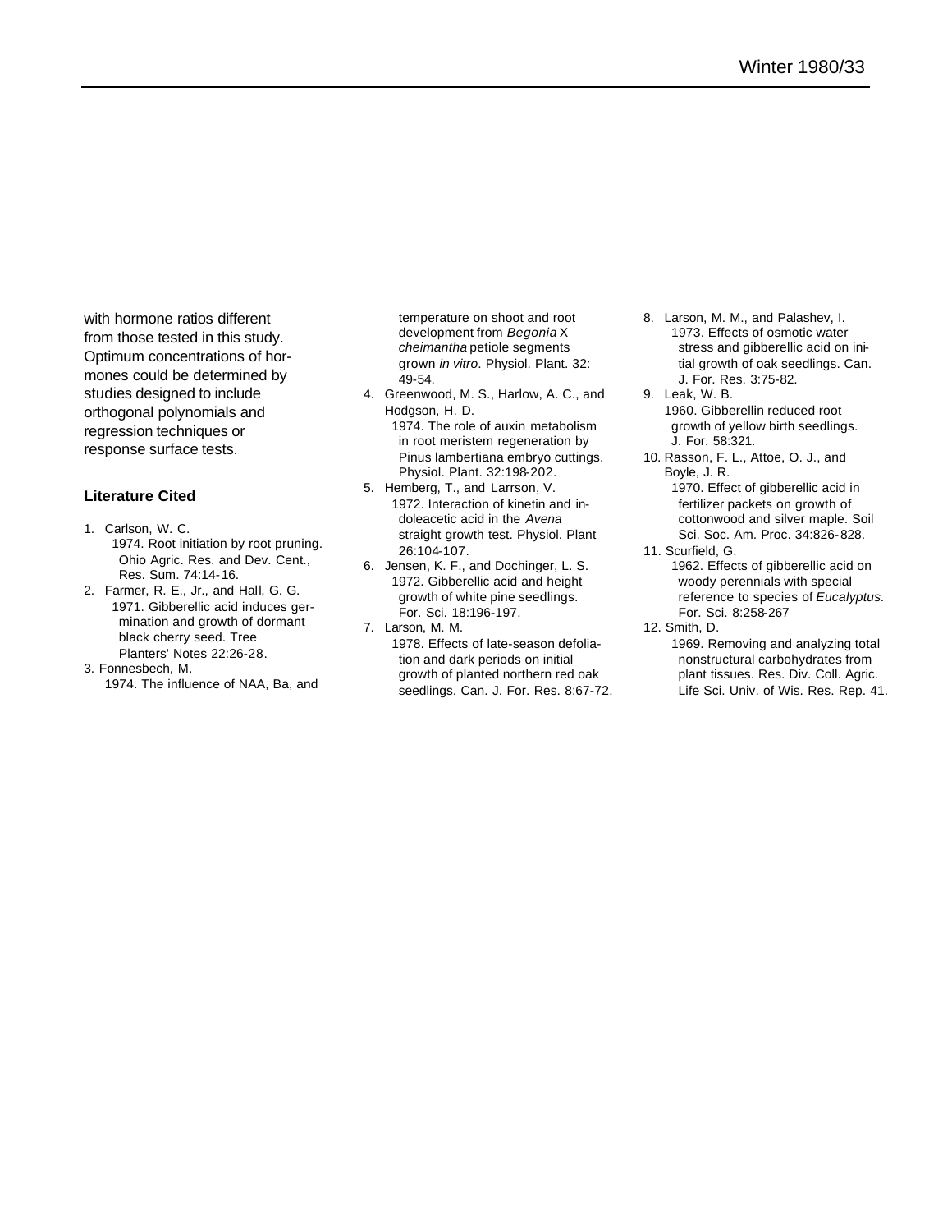with hormone ratios different from those tested in this study. Optimum concentrations of hormones could be determined by studies designed to include orthogonal polynomials and regression techniques or response surface tests.

## Literature Cited

1. Carlson, W. C.
   1974. Root initiation by root pruning. Ohio Agric. Res. and Dev. Cent., Res. Sum. 74:14-16.
2. Farmer, R. E., Jr., and Hall, G. G.
   1971. Gibberellic acid induces germination and growth of dormant black cherry seed. Tree Planters' Notes 22:26-28.
3. Fonnesbech, M.
   1974. The influence of NAA, Ba, and temperature on shoot and root development from *Begonia* X *cheimantha* petiole segments grown *in vitro*. Physiol. Plant. 32: 49-54.
4. Greenwood, M. S., Harlow, A. C., and Hodgson, H. D.
   1974. The role of auxin metabolism in root meristem regeneration by Pinus lambertiana embryo cuttings. Physiol. Plant. 32:198-202.
5. Hemberg, T., and Larrson, V.
   1972. Interaction of kinetin and indoleacetic acid in the *Avena* straight growth test. Physiol. Plant 26:104-107.
6. Jensen, K. F., and Dochinger, L. S.
   1972. Gibberellic acid and height growth of white pine seedlings. For. Sci. 18:196-197.
7. Larson, M. M.
   1978. Effects of late-season defoliation and dark periods on initial growth of planted northern red oak seedlings. Can. J. For. Res. 8:67-72.
8. Larson, M. M., and Palashev, I.
   1973. Effects of osmotic water stress and gibberellic acid on initial growth of oak seedlings. Can. J. For. Res. 3:75-82.
9. Leak, W. B.
   1960. Gibberellin reduced root growth of yellow birth seedlings. J. For. 58:321.
10. Rasson, F. L., Attoe, O. J., and Boyle, J. R.
    1970. Effect of gibberellic acid in fertilizer packets on growth of cottonwood and silver maple. Soil Sci. Soc. Am. Proc. 34:826-828.
11. Scurfield, G.
    1962. Effects of gibberellic acid on woody perennials with special reference to species of *Eucalyptus*. For. Sci. 8:258-267
12. Smith, D.
    1969. Removing and analyzing total nonstructural carbohydrates from plant tissues. Res. Div. Coll. Agric. Life Sci. Univ. of Wis. Res. Rep. 41.